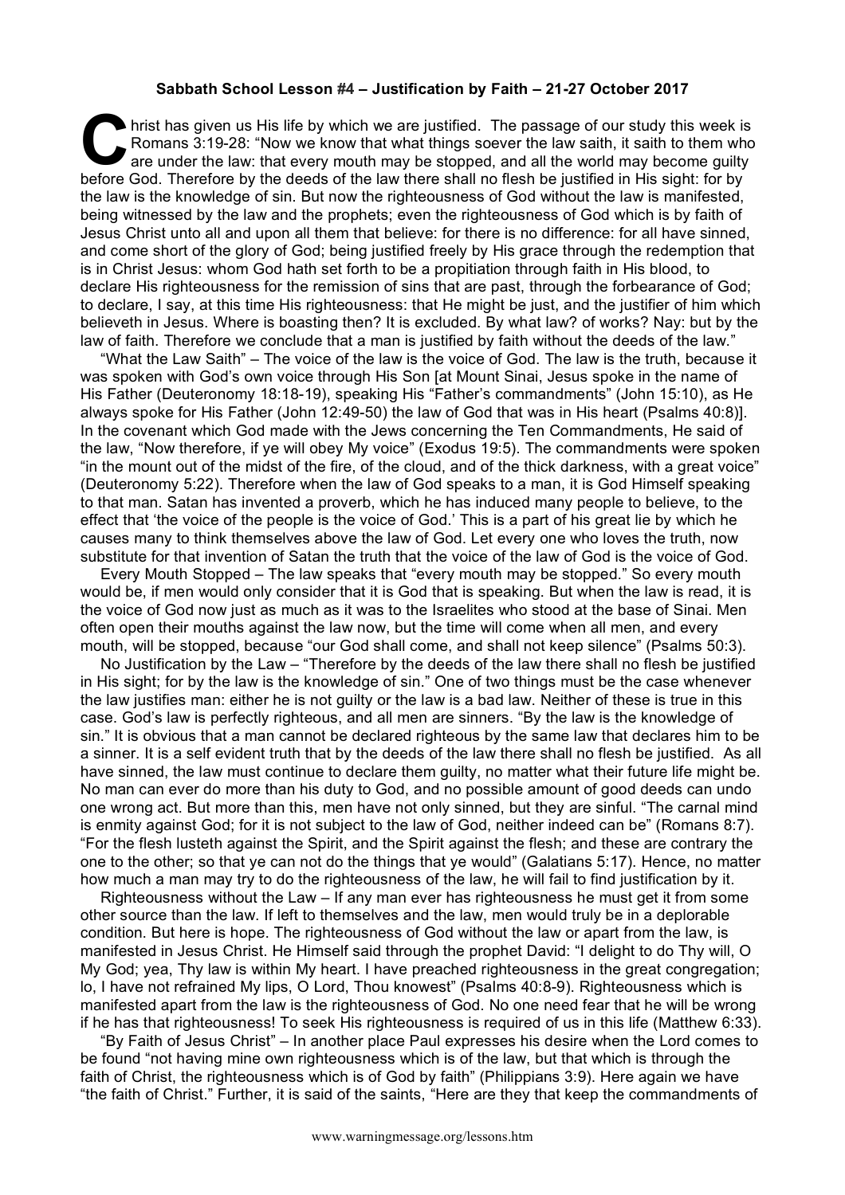**Sabbath School Lesson #4 – Justification by Faith – 21-27 October 2017**

Christ has given us His life by which we are justified. The passage of our study this week is Romans 3:19-28: "Now we know that what things soever the law saith, it saith to them who are under the law: that every mouth may be stopped, and all the world may become guilty before God. Therefore by the deeds of the law there shall no flesh be justified in His sight: for by the law is the knowledge of sin. But now the righteousness of God without the law is manifested, being witnessed by the law and the prophets; even the righteousness of God which is by faith of Jesus Christ unto all and upon all them that believe: for there is no difference: for all have sinned, and come short of the glory of God; being justified freely by His grace through the redemption that is in Christ Jesus: whom God hath set forth to be a propitiation through faith in His blood, to declare His righteousness for the remission of sins that are past, through the forbearance of God; to declare, I say, at this time His righteousness: that He might be just, and the justifier of him which believeth in Jesus. Where is boasting then? It is excluded. By what law? of works? Nay: but by the law of faith. Therefore we conclude that a man is justified by faith without the deeds of the law."

"What the Law Saith" – The voice of the law is the voice of God. The law is the truth, because it was spoken with God's own voice through His Son [at Mount Sinai, Jesus spoke in the name of His Father (Deuteronomy 18:18-19), speaking His "Father's commandments" (John 15:10), as He always spoke for His Father (John 12:49-50) the law of God that was in His heart (Psalms 40:8)]. In the covenant which God made with the Jews concerning the Ten Commandments, He said of the law, "Now therefore, if ye will obey My voice" (Exodus 19:5). The commandments were spoken "in the mount out of the midst of the fire, of the cloud, and of the thick darkness, with a great voice" (Deuteronomy 5:22). Therefore when the law of God speaks to a man, it is God Himself speaking to that man. Satan has invented a proverb, which he has induced many people to believe, to the effect that 'the voice of the people is the voice of God.' This is a part of his great lie by which he causes many to think themselves above the law of God. Let every one who loves the truth, now substitute for that invention of Satan the truth that the voice of the law of God is the voice of God.

Every Mouth Stopped – The law speaks that "every mouth may be stopped." So every mouth would be, if men would only consider that it is God that is speaking. But when the law is read, it is the voice of God now just as much as it was to the Israelites who stood at the base of Sinai. Men often open their mouths against the law now, but the time will come when all men, and every mouth, will be stopped, because "our God shall come, and shall not keep silence" (Psalms 50:3).

No Justification by the Law – "Therefore by the deeds of the law there shall no flesh be justified in His sight; for by the law is the knowledge of sin." One of two things must be the case whenever the law justifies man: either he is not guilty or the law is a bad law. Neither of these is true in this case. God's law is perfectly righteous, and all men are sinners. "By the law is the knowledge of sin." It is obvious that a man cannot be declared righteous by the same law that declares him to be a sinner. It is a self evident truth that by the deeds of the law there shall no flesh be justified. As all have sinned, the law must continue to declare them guilty, no matter what their future life might be. No man can ever do more than his duty to God, and no possible amount of good deeds can undo one wrong act. But more than this, men have not only sinned, but they are sinful. "The carnal mind is enmity against God; for it is not subject to the law of God, neither indeed can be" (Romans 8:7). "For the flesh lusteth against the Spirit, and the Spirit against the flesh; and these are contrary the one to the other; so that ye can not do the things that ye would" (Galatians 5:17). Hence, no matter how much a man may try to do the righteousness of the law, he will fail to find justification by it.

Righteousness without the Law – If any man ever has righteousness he must get it from some other source than the law. If left to themselves and the law, men would truly be in a deplorable condition. But here is hope. The righteousness of God without the law or apart from the law, is manifested in Jesus Christ. He Himself said through the prophet David: "I delight to do Thy will, O My God; yea, Thy law is within My heart. I have preached righteousness in the great congregation; lo, I have not refrained My lips, O Lord, Thou knowest" (Psalms 40:8-9). Righteousness which is manifested apart from the law is the righteousness of God. No one need fear that he will be wrong if he has that righteousness! To seek His righteousness is required of us in this life (Matthew 6:33).

"By Faith of Jesus Christ" – In another place Paul expresses his desire when the Lord comes to be found "not having mine own righteousness which is of the law, but that which is through the faith of Christ, the righteousness which is of God by faith" (Philippians 3:9). Here again we have "the faith of Christ." Further, it is said of the saints, "Here are they that keep the commandments of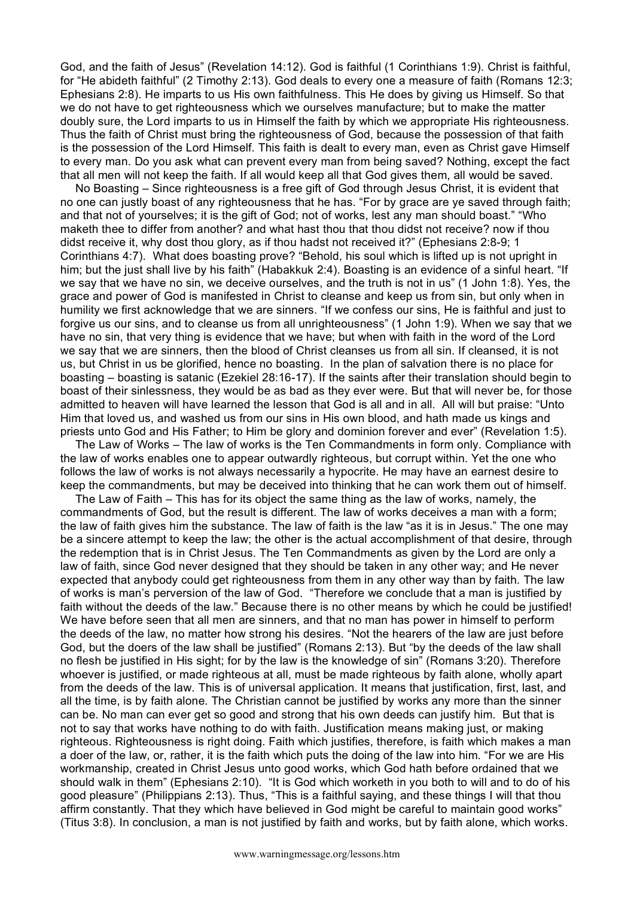God, and the faith of Jesus" (Revelation 14:12). God is faithful (1 Corinthians 1:9). Christ is faithful, for "He abideth faithful" (2 Timothy 2:13). God deals to every one a measure of faith (Romans 12:3; Ephesians 2:8). He imparts to us His own faithfulness. This He does by giving us Himself. So that we do not have to get righteousness which we ourselves manufacture; but to make the matter doubly sure, the Lord imparts to us in Himself the faith by which we appropriate His righteousness. Thus the faith of Christ must bring the righteousness of God, because the possession of that faith is the possession of the Lord Himself. This faith is dealt to every man, even as Christ gave Himself to every man. Do you ask what can prevent every man from being saved? Nothing, except the fact that all men will not keep the faith. If all would keep all that God gives them, all would be saved.

No Boasting – Since righteousness is a free gift of God through Jesus Christ, it is evident that no one can justly boast of any righteousness that he has. "For by grace are ye saved through faith; and that not of yourselves; it is the gift of God; not of works, lest any man should boast." "Who maketh thee to differ from another? and what hast thou that thou didst not receive? now if thou didst receive it, why dost thou glory, as if thou hadst not received it?" (Ephesians 2:8-9; 1 Corinthians 4:7). What does boasting prove? "Behold, his soul which is lifted up is not upright in him; but the just shall live by his faith" (Habakkuk 2:4). Boasting is an evidence of a sinful heart. "If we say that we have no sin, we deceive ourselves, and the truth is not in us" (1 John 1:8). Yes, the grace and power of God is manifested in Christ to cleanse and keep us from sin, but only when in humility we first acknowledge that we are sinners. "If we confess our sins, He is faithful and just to forgive us our sins, and to cleanse us from all unrighteousness" (1 John 1:9). When we say that we have no sin, that very thing is evidence that we have; but when with faith in the word of the Lord we say that we are sinners, then the blood of Christ cleanses us from all sin. If cleansed, it is not us, but Christ in us be glorified, hence no boasting. In the plan of salvation there is no place for boasting – boasting is satanic (Ezekiel 28:16-17). If the saints after their translation should begin to boast of their sinlessness, they would be as bad as they ever were. But that will never be, for those admitted to heaven will have learned the lesson that God is all and in all. All will but praise: "Unto Him that loved us, and washed us from our sins in His own blood, and hath made us kings and priests unto God and His Father; to Him be glory and dominion forever and ever" (Revelation 1:5).

The Law of Works – The law of works is the Ten Commandments in form only. Compliance with the law of works enables one to appear outwardly righteous, but corrupt within. Yet the one who follows the law of works is not always necessarily a hypocrite. He may have an earnest desire to keep the commandments, but may be deceived into thinking that he can work them out of himself.

The Law of Faith – This has for its object the same thing as the law of works, namely, the commandments of God, but the result is different. The law of works deceives a man with a form; the law of faith gives him the substance. The law of faith is the law "as it is in Jesus." The one may be a sincere attempt to keep the law; the other is the actual accomplishment of that desire, through the redemption that is in Christ Jesus. The Ten Commandments as given by the Lord are only a law of faith, since God never designed that they should be taken in any other way; and He never expected that anybody could get righteousness from them in any other way than by faith. The law of works is man's perversion of the law of God. "Therefore we conclude that a man is justified by faith without the deeds of the law." Because there is no other means by which he could be justified! We have before seen that all men are sinners, and that no man has power in himself to perform the deeds of the law, no matter how strong his desires. "Not the hearers of the law are just before God, but the doers of the law shall be justified" (Romans 2:13). But "by the deeds of the law shall no flesh be justified in His sight; for by the law is the knowledge of sin" (Romans 3:20). Therefore whoever is justified, or made righteous at all, must be made righteous by faith alone, wholly apart from the deeds of the law. This is of universal application. It means that justification, first, last, and all the time, is by faith alone. The Christian cannot be justified by works any more than the sinner can be. No man can ever get so good and strong that his own deeds can justify him. But that is not to say that works have nothing to do with faith. Justification means making just, or making righteous. Righteousness is right doing. Faith which justifies, therefore, is faith which makes a man a doer of the law, or, rather, it is the faith which puts the doing of the law into him. "For we are His workmanship, created in Christ Jesus unto good works, which God hath before ordained that we should walk in them" (Ephesians 2:10). "It is God which worketh in you both to will and to do of his good pleasure" (Philippians 2:13). Thus, "This is a faithful saying, and these things I will that thou affirm constantly. That they which have believed in God might be careful to maintain good works" (Titus 3:8). In conclusion, a man is not justified by faith and works, but by faith alone, which works.

www.warningmessage.org/lessons.htm